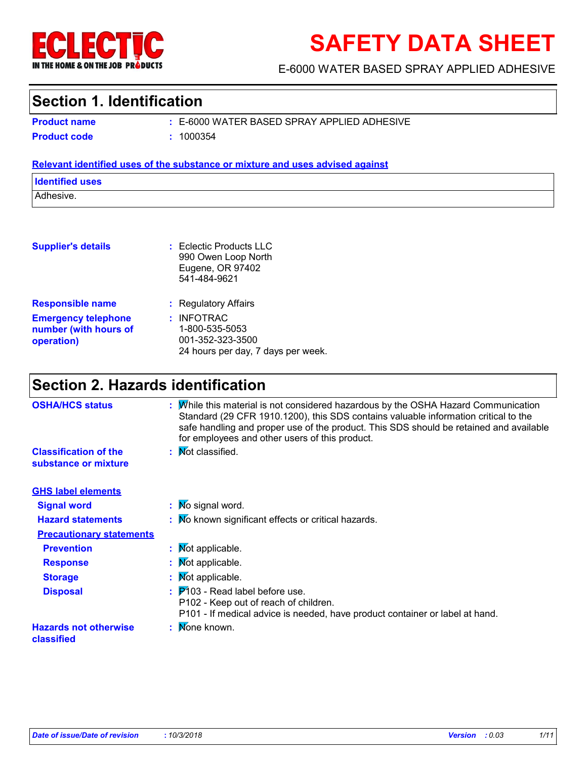# SAFETY DATA SHEET

E-6000 WATER BASED SPRAY APPLIED ADHESIVE

## Section 1. Identification

**Product name** : E-6000 WATER BASED SPRAY APPLIED ADHESIVE

**Product code** : 1000354

**Relevant identified uses of the substance or mixture and uses advised against**

| Identified uses |
|---|
| Adhesive. |

**Supplier's details** : Eclectic Products LLC
990 Owen Loop North
Eugene, OR 97402
541-484-9621

**Responsible name** : Regulatory Affairs

**Emergency telephone number (with hours of operation)** : INFOTRAC
1-800-535-5053
001-352-323-3500
24 hours per day, 7 days per week.

## Section 2. Hazards identification

**OSHA/HCS status** : While this material is not considered hazardous by the OSHA Hazard Communication Standard (29 CFR 1910.1200), this SDS contains valuable information critical to the safe handling and proper use of the product. This SDS should be retained and available for employees and other users of this product.

**Classification of the substance or mixture** : Not classified.

**GHS label elements**

**Signal word** : No signal word.

**Hazard statements** : No known significant effects or critical hazards.

**Precautionary statements**

**Prevention** : Not applicable.

**Response** : Not applicable.

**Storage** : Not applicable.

**Disposal** : P103 - Read label before use.
P102 - Keep out of reach of children.
P101 - If medical advice is needed, have product container or label at hand.

**Hazards not otherwise classified** : None known.

*Date of issue/Date of revision* : *10/3/2018* *Version* : *0.03*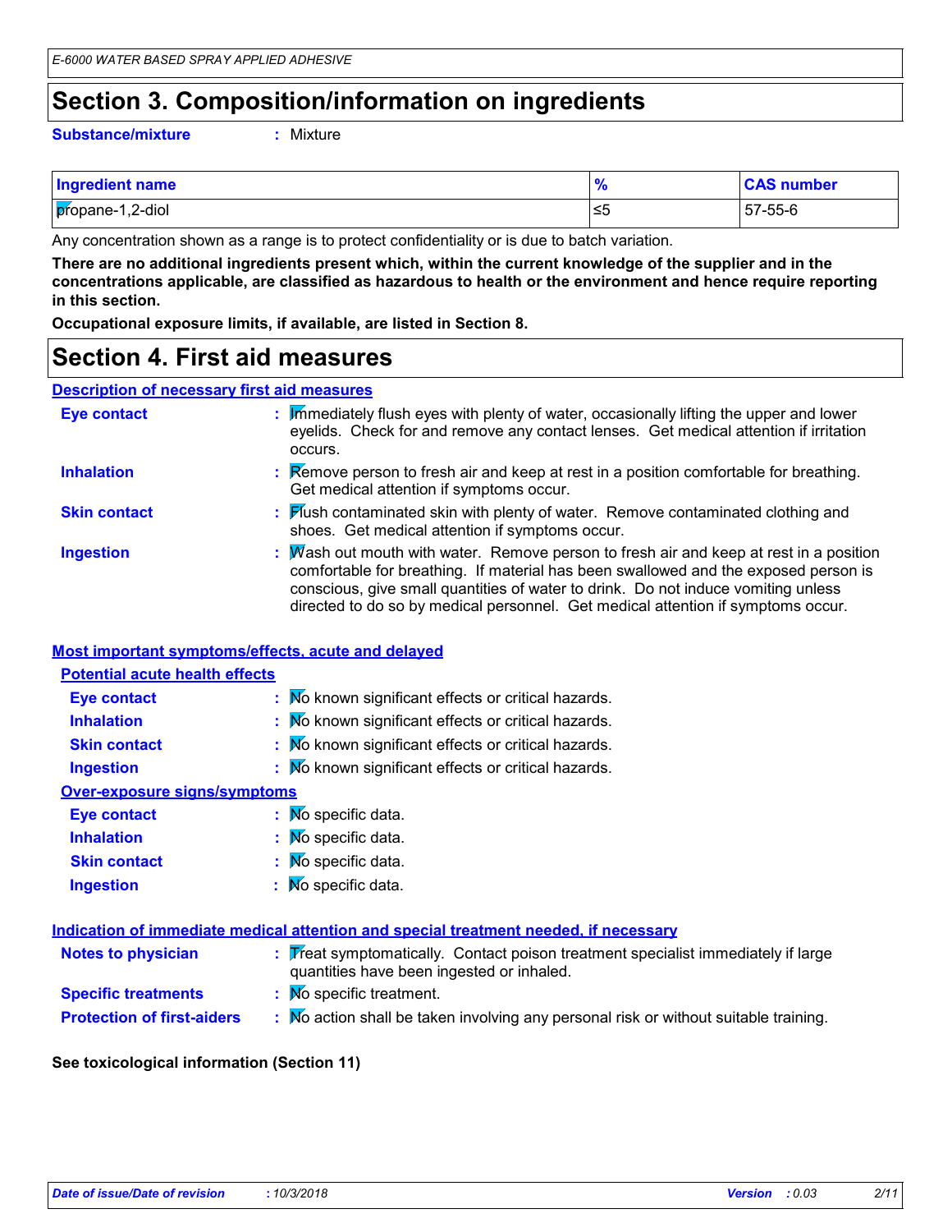# Section 3. Composition/information on ingredients

**Substance/mixture** : Mixture

| Ingredient name | % | CAS number |
| --- | --- | --- |
| propane-1,2-diol | ≤5 | 57-55-6 |

Any concentration shown as a range is to protect confidentiality or is due to batch variation.

**There are no additional ingredients present which, within the current knowledge of the supplier and in the concentrations applicable, are classified as hazardous to health or the environment and hence require reporting in this section.**

**Occupational exposure limits, if available, are listed in Section 8.**

# Section 4. First aid measures

## Description of necessary first aid measures

**Eye contact** : Immediately flush eyes with plenty of water, occasionally lifting the upper and lower eyelids. Check for and remove any contact lenses. Get medical attention if irritation occurs.

**Inhalation** : Remove person to fresh air and keep at rest in a position comfortable for breathing. Get medical attention if symptoms occur.

**Skin contact** : Flush contaminated skin with plenty of water. Remove contaminated clothing and shoes. Get medical attention if symptoms occur.

**Ingestion** : Wash out mouth with water. Remove person to fresh air and keep at rest in a position comfortable for breathing. If material has been swallowed and the exposed person is conscious, give small quantities of water to drink. Do not induce vomiting unless directed to do so by medical personnel. Get medical attention if symptoms occur.

## Most important symptoms/effects, acute and delayed

### Potential acute health effects

**Eye contact** : No known significant effects or critical hazards.

**Inhalation** : No known significant effects or critical hazards.

**Skin contact** : No known significant effects or critical hazards.

**Ingestion** : No known significant effects or critical hazards.

### Over-exposure signs/symptoms

**Eye contact** : No specific data.

**Inhalation** : No specific data.

**Skin contact** : No specific data.

**Ingestion** : No specific data.

## Indication of immediate medical attention and special treatment needed, if necessary

**Notes to physician** : Treat symptomatically. Contact poison treatment specialist immediately if large quantities have been ingested or inhaled.

**Specific treatments** : No specific treatment.

**Protection of first-aiders** : No action shall be taken involving any personal risk or without suitable training.

**See toxicological information (Section 11)**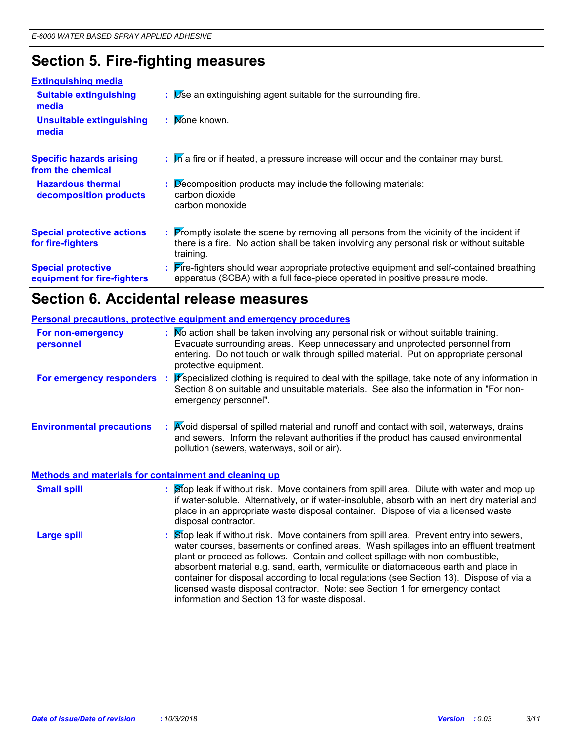## Section 5. Fire-fighting measures

**Extinguishing media**

**Suitable extinguishing media** : Use an extinguishing agent suitable for the surrounding fire.

**Unsuitable extinguishing media** : None known.

**Specific hazards arising from the chemical** : In a fire or if heated, a pressure increase will occur and the container may burst.

**Hazardous thermal decomposition products** : Decomposition products may include the following materials:
carbon dioxide
carbon monoxide

**Special protective actions for fire-fighters** : Promptly isolate the scene by removing all persons from the vicinity of the incident if there is a fire. No action shall be taken involving any personal risk or without suitable training.

**Special protective equipment for fire-fighters** : Fire-fighters should wear appropriate protective equipment and self-contained breathing apparatus (SCBA) with a full face-piece operated in positive pressure mode.

## Section 6. Accidental release measures

**Personal precautions, protective equipment and emergency procedures**

**For non-emergency personnel** : No action shall be taken involving any personal risk or without suitable training. Evacuate surrounding areas. Keep unnecessary and unprotected personnel from entering. Do not touch or walk through spilled material. Put on appropriate personal protective equipment.

**For emergency responders** : If specialized clothing is required to deal with the spillage, take note of any information in Section 8 on suitable and unsuitable materials. See also the information in "For non-emergency personnel".

**Environmental precautions** : Avoid dispersal of spilled material and runoff and contact with soil, waterways, drains and sewers. Inform the relevant authorities if the product has caused environmental pollution (sewers, waterways, soil or air).

**Methods and materials for containment and cleaning up**

**Small spill** : Stop leak if without risk. Move containers from spill area. Dilute with water and mop up if water-soluble. Alternatively, or if water-insoluble, absorb with an inert dry material and place in an appropriate waste disposal container. Dispose of via a licensed waste disposal contractor.

**Large spill** : Stop leak if without risk. Move containers from spill area. Prevent entry into sewers, water courses, basements or confined areas. Wash spillages into an effluent treatment plant or proceed as follows. Contain and collect spillage with non-combustible, absorbent material e.g. sand, earth, vermiculite or diatomaceous earth and place in container for disposal according to local regulations (see Section 13). Dispose of via a licensed waste disposal contractor. Note: see Section 1 for emergency contact information and Section 13 for waste disposal.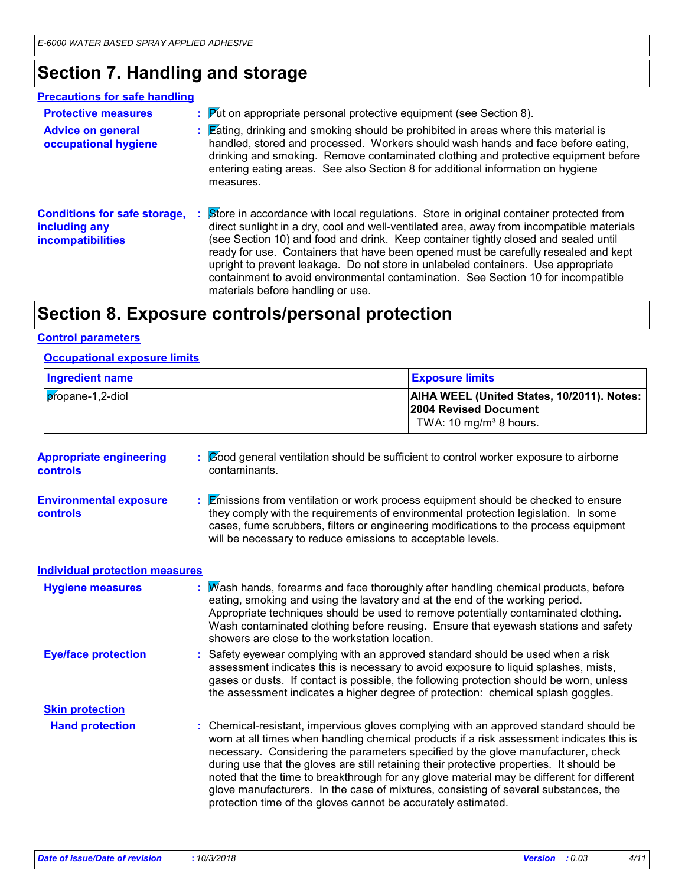# Section 7. Handling and storage

**Precautions for safe handling**

**Protective measures** : Put on appropriate personal protective equipment (see Section 8).

**Advice on general occupational hygiene** : Eating, drinking and smoking should be prohibited in areas where this material is handled, stored and processed. Workers should wash hands and face before eating, drinking and smoking. Remove contaminated clothing and protective equipment before entering eating areas. See also Section 8 for additional information on hygiene measures.

**Conditions for safe storage, including any incompatibilities** : Store in accordance with local regulations. Store in original container protected from direct sunlight in a dry, cool and well-ventilated area, away from incompatible materials (see Section 10) and food and drink. Keep container tightly closed and sealed until ready for use. Containers that have been opened must be carefully resealed and kept upright to prevent leakage. Do not store in unlabeled containers. Use appropriate containment to avoid environmental contamination. See Section 10 for incompatible materials before handling or use.

# Section 8. Exposure controls/personal protection

**Control parameters**

**Occupational exposure limits**

| Ingredient name | Exposure limits |
|---|---|
| propane-1,2-diol | **AIHA WEEL (United States, 10/2011). Notes: 2004 Revised Document** TWA: 10 mg/m³ 8 hours. |

**Appropriate engineering controls** : Good general ventilation should be sufficient to control worker exposure to airborne contaminants.

**Environmental exposure controls** : Emissions from ventilation or work process equipment should be checked to ensure they comply with the requirements of environmental protection legislation. In some cases, fume scrubbers, filters or engineering modifications to the process equipment will be necessary to reduce emissions to acceptable levels.

**Individual protection measures**

**Hygiene measures** : Wash hands, forearms and face thoroughly after handling chemical products, before eating, smoking and using the lavatory and at the end of the working period. Appropriate techniques should be used to remove potentially contaminated clothing. Wash contaminated clothing before reusing. Ensure that eyewash stations and safety showers are close to the workstation location.

**Eye/face protection** : Safety eyewear complying with an approved standard should be used when a risk assessment indicates this is necessary to avoid exposure to liquid splashes, mists, gases or dusts. If contact is possible, the following protection should be worn, unless the assessment indicates a higher degree of protection: chemical splash goggles.

**Skin protection**

**Hand protection** : Chemical-resistant, impervious gloves complying with an approved standard should be worn at all times when handling chemical products if a risk assessment indicates this is necessary. Considering the parameters specified by the glove manufacturer, check during use that the gloves are still retaining their protective properties. It should be noted that the time to breakthrough for any glove material may be different for different glove manufacturers. In the case of mixtures, consisting of several substances, the protection time of the gloves cannot be accurately estimated.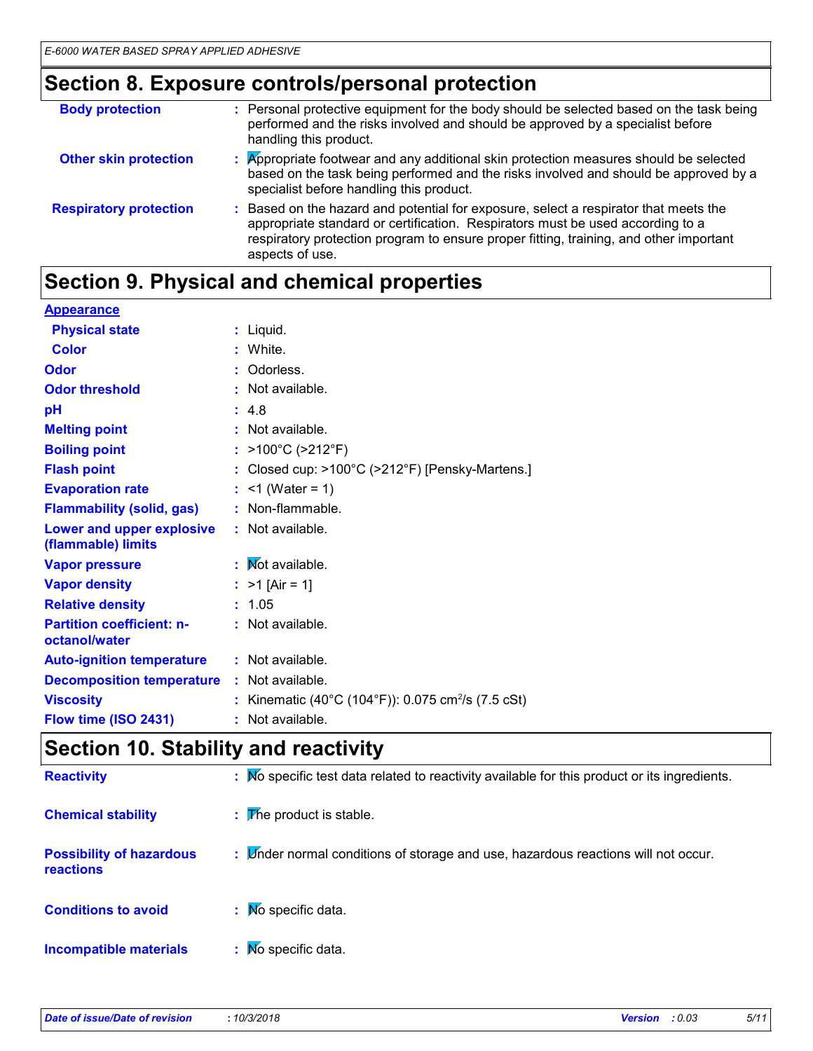## Section 8. Exposure controls/personal protection

| | |
|---|---|
| **Body protection** | Personal protective equipment for the body should be selected based on the task being performed and the risks involved and should be approved by a specialist before handling this product. |
| **Other skin protection** | Appropriate footwear and any additional skin protection measures should be selected based on the task being performed and the risks involved and should be approved by a specialist before handling this product. |
| **Respiratory protection** | Based on the hazard and potential for exposure, select a respirator that meets the appropriate standard or certification. Respirators must be used according to a respiratory protection program to ensure proper fitting, training, and other important aspects of use. |

## Section 9. Physical and chemical properties

**Appearance**

| | |
|---|---|
| **Physical state** | Liquid. |
| **Color** | White. |
| **Odor** | Odorless. |
| **Odor threshold** | Not available. |
| **pH** | 4.8 |
| **Melting point** | Not available. |
| **Boiling point** | >100°C (>212°F) |
| **Flash point** | Closed cup: >100°C (>212°F) [Pensky-Martens.] |
| **Evaporation rate** | <1 (Water = 1) |
| **Flammability (solid, gas)** | Non-flammable. |
| **Lower and upper explosive (flammable) limits** | Not available. |
| **Vapor pressure** | Not available. |
| **Vapor density** | >1 [Air = 1] |
| **Relative density** | 1.05 |
| **Partition coefficient: n-octanol/water** | Not available. |
| **Auto-ignition temperature** | Not available. |
| **Decomposition temperature** | Not available. |
| **Viscosity** | Kinematic (40°C (104°F)): 0.075 $cm^2/s$ (7.5 cSt) |
| **Flow time (ISO 2431)** | Not available. |

## Section 10. Stability and reactivity

| | |
|---|---|
| **Reactivity** | No specific test data related to reactivity available for this product or its ingredients. |
| **Chemical stability** | The product is stable. |
| **Possibility of hazardous reactions** | Under normal conditions of storage and use, hazardous reactions will not occur. |
| **Conditions to avoid** | No specific data. |
| **Incompatible materials** | No specific data. |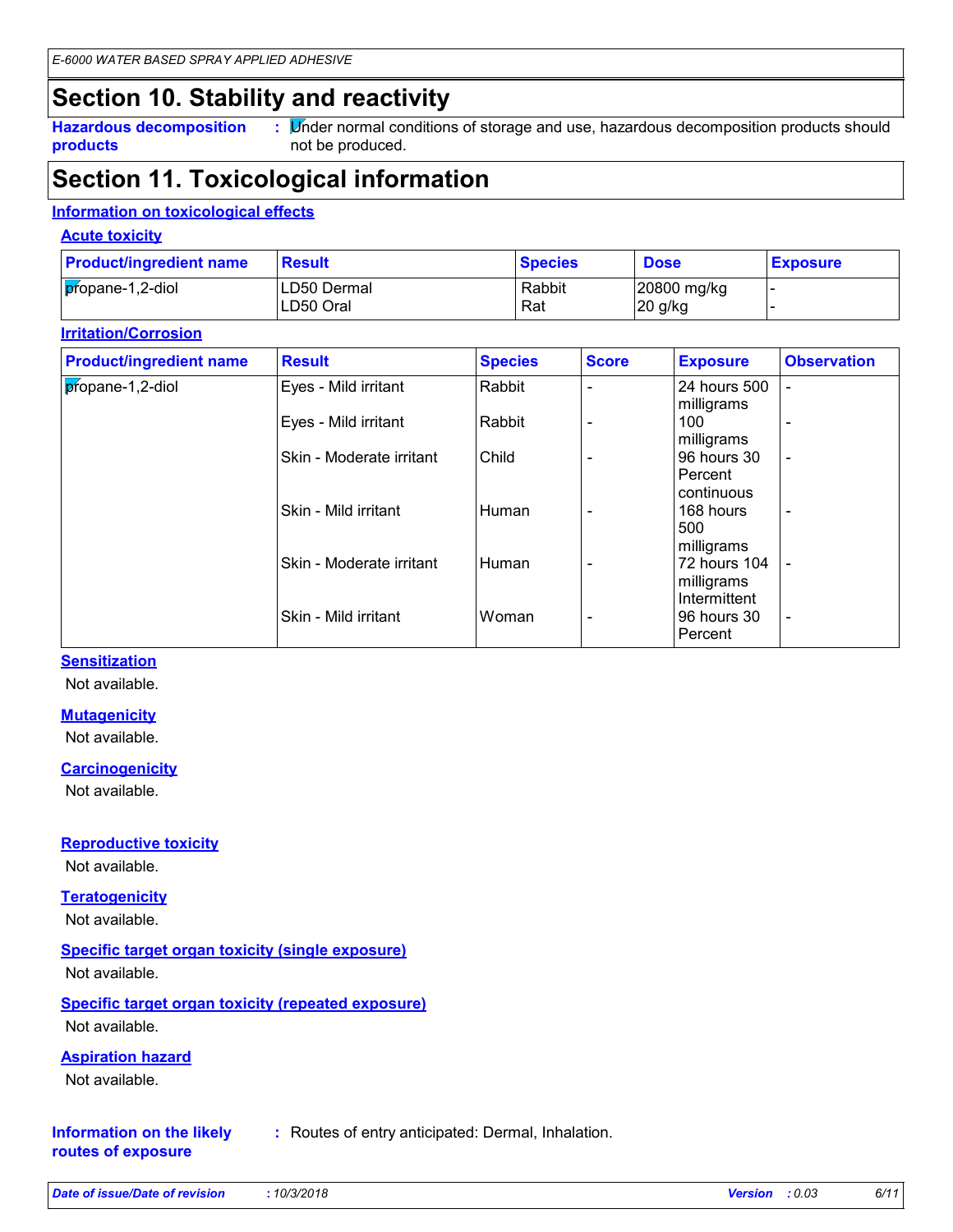## Section 10. Stability and reactivity

**Hazardous decomposition products** : Under normal conditions of storage and use, hazardous decomposition products should not be produced.

## Section 11. Toxicological information

### Information on toxicological effects

#### Acute toxicity

| Product/ingredient name | Result | Species | Dose | Exposure |
|---|---|---|---|---|
| propane-1,2-diol | LD50 Dermal | Rabbit | 20800 mg/kg | - |
| | LD50 Oral | Rat | 20 g/kg | - |

#### Irritation/Corrosion

| Product/ingredient name | Result | Species | Score | Exposure | Observation |
|---|---|---|---|---|---|
| propane-1,2-diol | Eyes - Mild irritant | Rabbit | - | 24 hours 500 milligrams | - |
| | Eyes - Mild irritant | Rabbit | - | 100 milligrams | - |
| | Skin - Moderate irritant | Child | - | 96 hours 30 Percent continuous | - |
| | Skin - Mild irritant | Human | - | 168 hours 500 milligrams | - |
| | Skin - Moderate irritant | Human | - | 72 hours 104 milligrams Intermittent | - |
| | Skin - Mild irritant | Woman | - | 96 hours 30 Percent | - |

#### Sensitization

Not available.

#### Mutagenicity

Not available.

#### Carcinogenicity

Not available.

#### Reproductive toxicity

Not available.

#### Teratogenicity

Not available.

#### Specific target organ toxicity (single exposure)

Not available.

#### Specific target organ toxicity (repeated exposure)

Not available.

#### Aspiration hazard

Not available.

**Information on the likely routes of exposure** : Routes of entry anticipated: Dermal, Inhalation.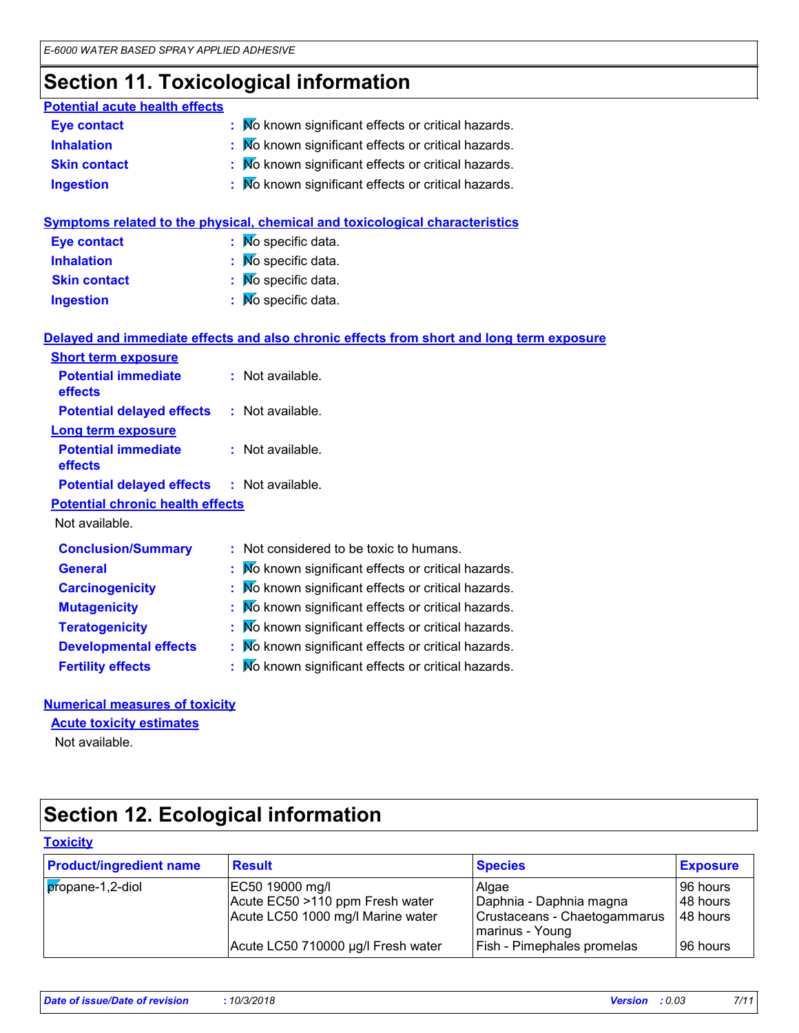# Section 11. Toxicological information

**Potential acute health effects**

| | | |
|---|---|---|
| **Eye contact** | : | No known significant effects or critical hazards. |
| **Inhalation** | : | No known significant effects or critical hazards. |
| **Skin contact** | : | No known significant effects or critical hazards. |
| **Ingestion** | : | No known significant effects or critical hazards. |

**Symptoms related to the physical, chemical and toxicological characteristics**

| | | |
|---|---|---|
| **Eye contact** | : | No specific data. |
| **Inhalation** | : | No specific data. |
| **Skin contact** | : | No specific data. |
| **Ingestion** | : | No specific data. |

**Delayed and immediate effects and also chronic effects from short and long term exposure**

**Short term exposure**

| | | |
|---|---|---|
| **Potential immediate effects** | : | Not available. |
| **Potential delayed effects** | : | Not available. |

**Long term exposure**

| | | |
|---|---|---|
| **Potential immediate effects** | : | Not available. |
| **Potential delayed effects** | : | Not available. |

**Potential chronic health effects**

Not available.

| | | |
|---|---|---|
| **Conclusion/Summary** | : | Not considered to be toxic to humans. |
| **General** | : | No known significant effects or critical hazards. |
| **Carcinogenicity** | : | No known significant effects or critical hazards. |
| **Mutagenicity** | : | No known significant effects or critical hazards. |
| **Teratogenicity** | : | No known significant effects or critical hazards. |
| **Developmental effects** | : | No known significant effects or critical hazards. |
| **Fertility effects** | : | No known significant effects or critical hazards. |

**Numerical measures of toxicity**

**Acute toxicity estimates**

Not available.

# Section 12. Ecological information

**Toxicity**

| Product/ingredient name | Result | Species | Exposure |
|---|---|---|---|
| propane-1,2-diol | EC50 19000 mg/l | Algae | 96 hours |
| | Acute EC50 >110 ppm Fresh water | Daphnia - Daphnia magna | 48 hours |
| | Acute LC50 1000 mg/l Marine water | Crustaceans - Chaetogammarus marinus - Young | 48 hours |
| | Acute LC50 710000 µg/l Fresh water | Fish - Pimephales promelas | 96 hours |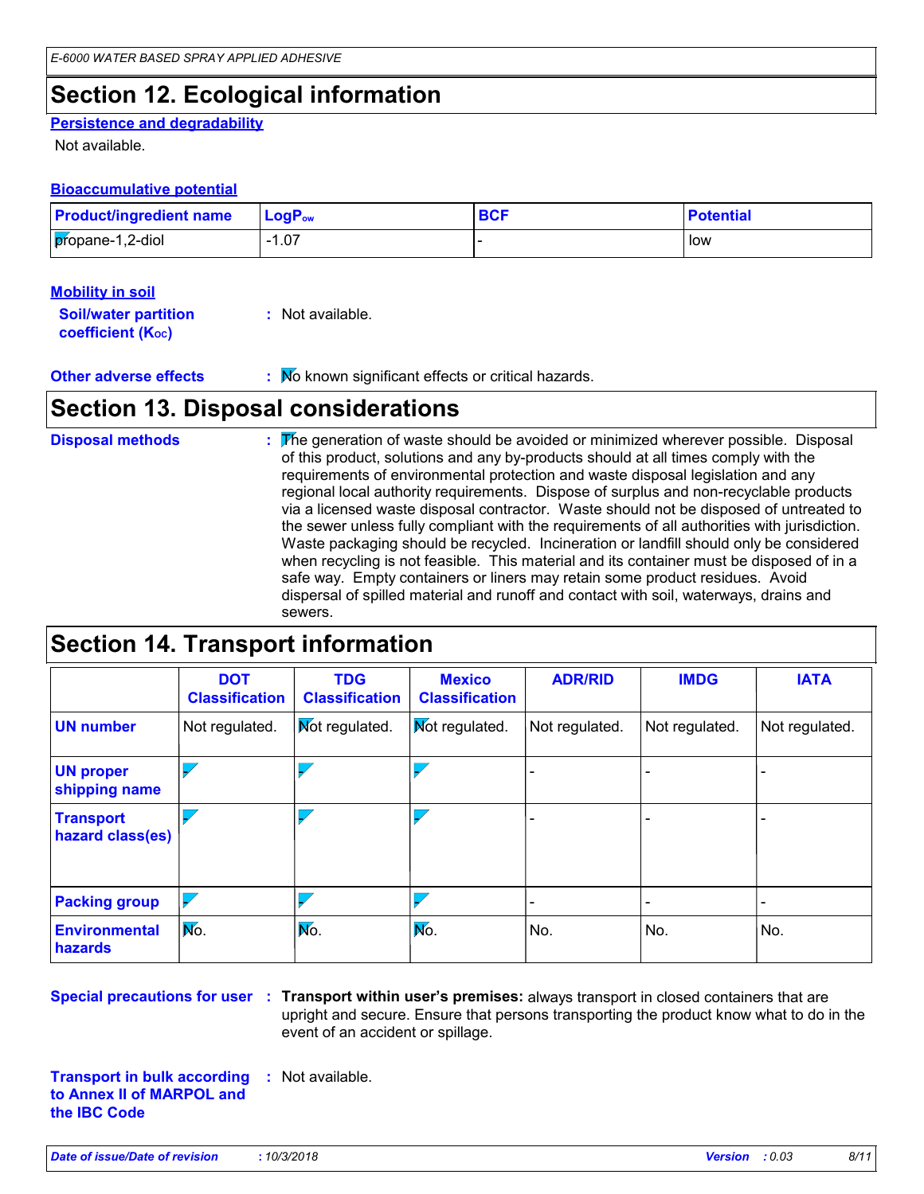## Section 12. Ecological information

**Persistence and degradability**

Not available.

**Bioaccumulative potential**

| Product/ingredient name | $LogP_{ow}$ | BCF | Potential |
|---|---|---|---|
| propane-1,2-diol | -1.07 | - | low |

**Mobility in soil**

**Soil/water partition coefficient ($K_{OC}$)** : Not available.

**Other adverse effects** : No known significant effects or critical hazards.

## Section 13. Disposal considerations

**Disposal methods** : The generation of waste should be avoided or minimized wherever possible. Disposal of this product, solutions and any by-products should at all times comply with the requirements of environmental protection and waste disposal legislation and any regional local authority requirements. Dispose of surplus and non-recyclable products via a licensed waste disposal contractor. Waste should not be disposed of untreated to the sewer unless fully compliant with the requirements of all authorities with jurisdiction. Waste packaging should be recycled. Incineration or landfill should only be considered when recycling is not feasible. This material and its container must be disposed of in a safe way. Empty containers or liners may retain some product residues. Avoid dispersal of spilled material and runoff and contact with soil, waterways, drains and sewers.

## Section 14. Transport information

| | DOT Classification | TDG Classification | Mexico Classification | ADR/RID | IMDG | IATA |
|---|---|---|---|---|---|---|
| UN number | Not regulated. | Not regulated. | Not regulated. | Not regulated. | Not regulated. | Not regulated. |
| UN proper shipping name | - | - | - | - | - | - |
| Transport hazard class(es) | - | - | - | - | - | - |
| Packing group | - | - | - | - | - | - |
| Environmental hazards | No. | No. | No. | No. | No. | No. |

**Special precautions for user** : **Transport within user's premises:** always transport in closed containers that are upright and secure. Ensure that persons transporting the product know what to do in the event of an accident or spillage.

**Transport in bulk according to Annex II of MARPOL and the IBC Code** : Not available.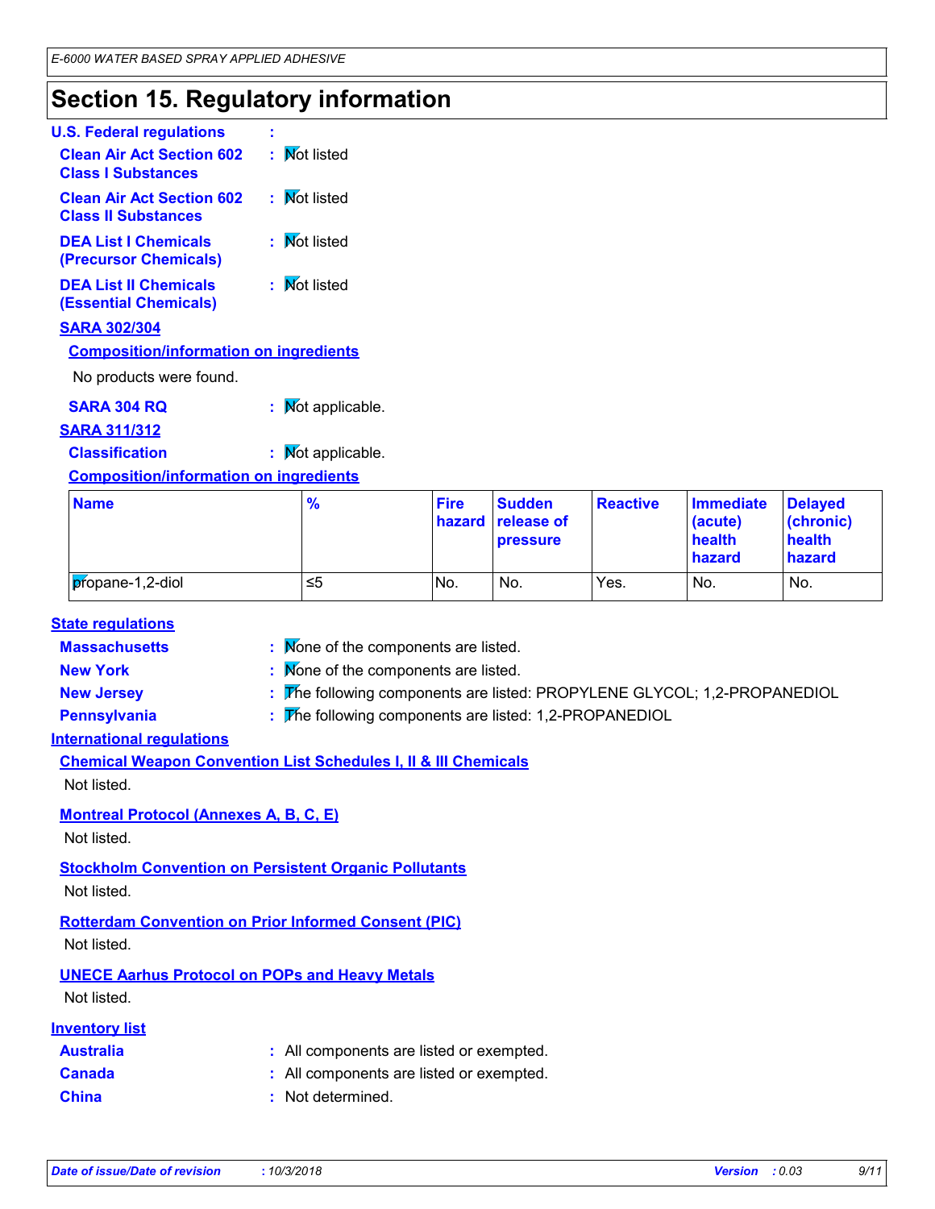# Section 15. Regulatory information

**U.S. Federal regulations** :

**Clean Air Act Section 602 Class I Substances** : Not listed

**Clean Air Act Section 602 Class II Substances** : Not listed

**DEA List I Chemicals (Precursor Chemicals)** : Not listed

**DEA List II Chemicals (Essential Chemicals)** : Not listed

**SARA 302/304**

**Composition/information on ingredients**

No products were found.

**SARA 304 RQ** : Not applicable.

**SARA 311/312**

**Classification** : Not applicable.

**Composition/information on ingredients**

| Name | % | Fire hazard | Sudden release of pressure | Reactive | Immediate (acute) health hazard | Delayed (chronic) health hazard |
|---|---|---|---|---|---|---|
| propane-1,2-diol | ≤5 | No. | No. | Yes. | No. | No. |

**State regulations**

**Massachusetts** : None of the components are listed.

**New York** : None of the components are listed.

**New Jersey** : The following components are listed: PROPYLENE GLYCOL; 1,2-PROPANEDIOL

**Pennsylvania** : The following components are listed: 1,2-PROPANEDIOL

**International regulations**

**Chemical Weapon Convention List Schedules I, II & III Chemicals**

Not listed.

**Montreal Protocol (Annexes A, B, C, E)**

Not listed.

**Stockholm Convention on Persistent Organic Pollutants**

Not listed.

**Rotterdam Convention on Prior Informed Consent (PIC)**

Not listed.

**UNECE Aarhus Protocol on POPs and Heavy Metals**

Not listed.

**Inventory list**

**Australia** : All components are listed or exempted.

**Canada** : All components are listed or exempted.

**China** : Not determined.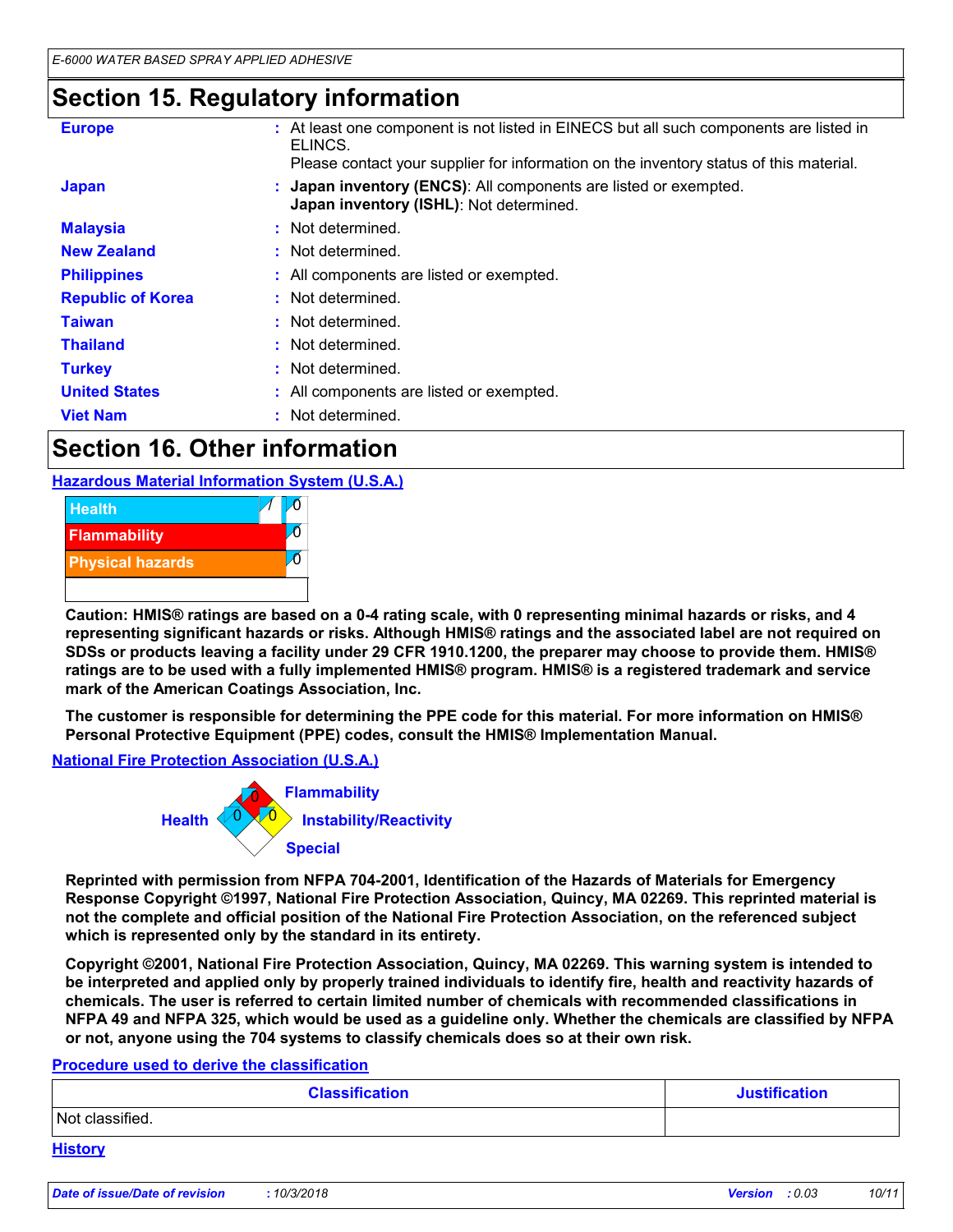## Section 15. Regulatory information

| | | |
|---|---|---|
| **Europe** | : | At least one component is not listed in EINECS but all such components are listed in ELINCS. Please contact your supplier for information on the inventory status of this material. |
| **Japan** | : | **Japan inventory (ENCS)**: All components are listed or exempted. **Japan inventory (ISHL)**: Not determined. |
| **Malaysia** | : | Not determined. |
| **New Zealand** | : | Not determined. |
| **Philippines** | : | All components are listed or exempted. |
| **Republic of Korea** | : | Not determined. |
| **Taiwan** | : | Not determined. |
| **Thailand** | : | Not determined. |
| **Turkey** | : | Not determined. |
| **United States** | : | All components are listed or exempted. |
| **Viet Nam** | : | Not determined. |

## Section 16. Other information

**Hazardous Material Information System (U.S.A.)**

| | | |
|---|---|---|
| Health | / | 0 |
| Flammability | | 0 |
| Physical hazards | | 0 |

**Caution: HMIS® ratings are based on a 0-4 rating scale, with 0 representing minimal hazards or risks, and 4 representing significant hazards or risks. Although HMIS® ratings and the associated label are not required on SDSs or products leaving a facility under 29 CFR 1910.1200, the preparer may choose to provide them. HMIS® ratings are to be used with a fully implemented HMIS® program. HMIS® is a registered trademark and service mark of the American Coatings Association, Inc.**

**The customer is responsible for determining the PPE code for this material. For more information on HMIS® Personal Protective Equipment (PPE) codes, consult the HMIS® Implementation Manual.**

**National Fire Protection Association (U.S.A.)**

Flammability: 0
Health: 0
Instability/Reactivity: 0
Special:

**Reprinted with permission from NFPA 704-2001, Identification of the Hazards of Materials for Emergency Response Copyright ©1997, National Fire Protection Association, Quincy, MA 02269. This reprinted material is not the complete and official position of the National Fire Protection Association, on the referenced subject which is represented only by the standard in its entirety.**

**Copyright ©2001, National Fire Protection Association, Quincy, MA 02269. This warning system is intended to be interpreted and applied only by properly trained individuals to identify fire, health and reactivity hazards of chemicals. The user is referred to certain limited number of chemicals with recommended classifications in NFPA 49 and NFPA 325, which would be used as a guideline only. Whether the chemicals are classified by NFPA or not, anyone using the 704 systems to classify chemicals does so at their own risk.**

**Procedure used to derive the classification**

| Classification | Justification |
|---|---|
| Not classified. | |

**History**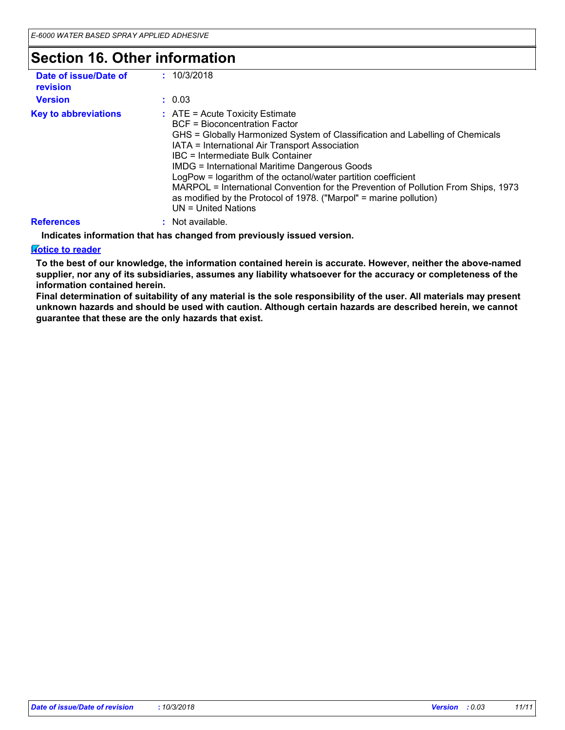## Section 16. Other information

**Date of issue/Date of revision** : 10/3/2018

**Version** : 0.03

**Key to abbreviations** : ATE = Acute Toxicity Estimate
BCF = Bioconcentration Factor
GHS = Globally Harmonized System of Classification and Labelling of Chemicals
IATA = International Air Transport Association
IBC = Intermediate Bulk Container
IMDG = International Maritime Dangerous Goods
LogPow = logarithm of the octanol/water partition coefficient
MARPOL = International Convention for the Prevention of Pollution From Ships, 1973 as modified by the Protocol of 1978. ("Marpol" = marine pollution)
UN = United Nations

**References** : Not available.

**Indicates information that has changed from previously issued version.**

**Notice to reader**

**To the best of our knowledge, the information contained herein is accurate. However, neither the above-named supplier, nor any of its subsidiaries, assumes any liability whatsoever for the accuracy or completeness of the information contained herein.**

**Final determination of suitability of any material is the sole responsibility of the user. All materials may present unknown hazards and should be used with caution. Although certain hazards are described herein, we cannot guarantee that these are the only hazards that exist.**